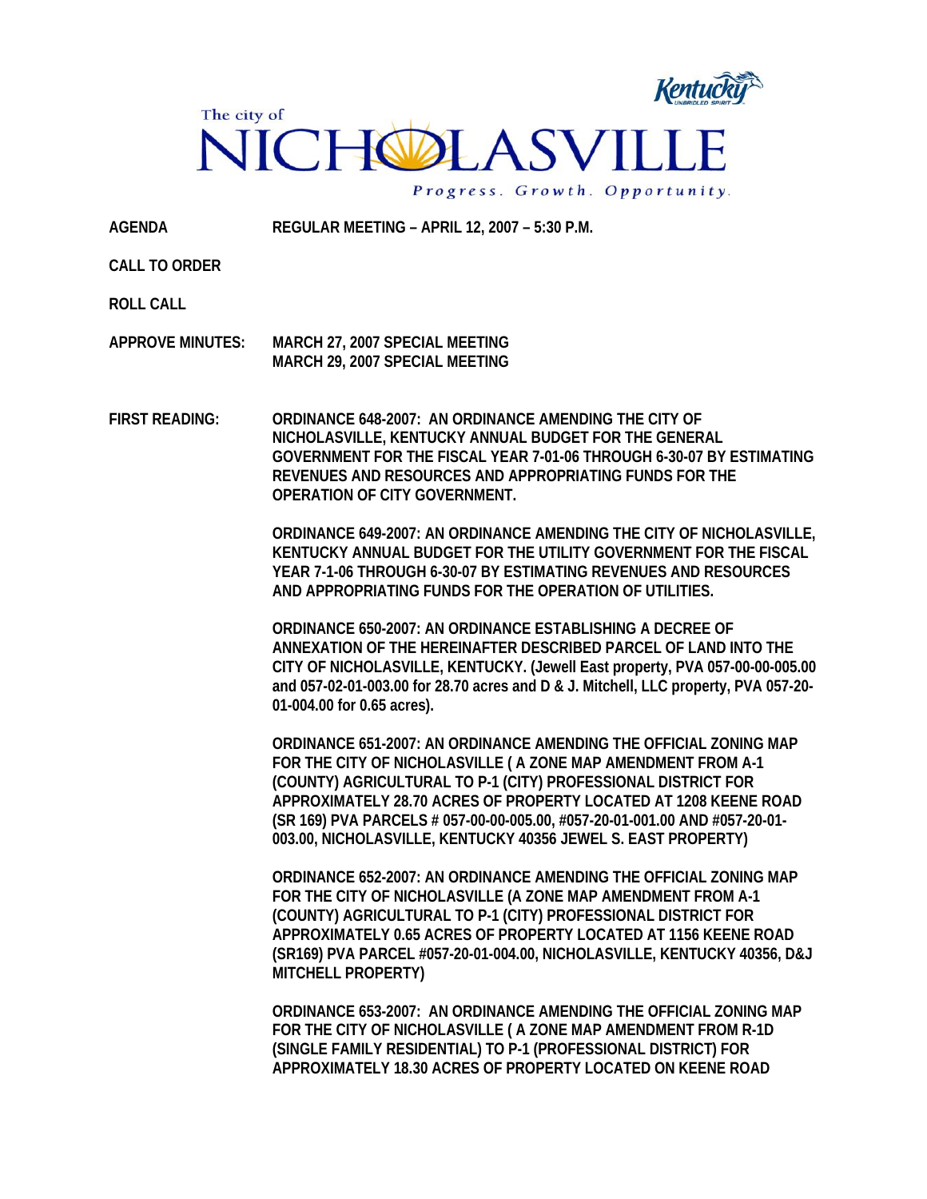The city of

# NICHOLASVILLE

*Progress. Growth. Opportunity.*

**AGENDA** **REGULAR MEETING – APRIL 12, 2007 – 5:30 P.M.**

**CALL TO ORDER**

**ROLL CALL**

**APPROVE MINUTES:** **MARCH 27, 2007 SPECIAL MEETING**
**MARCH 29, 2007 SPECIAL MEETING**

**FIRST READING:** **ORDINANCE 648-2007: AN ORDINANCE AMENDING THE CITY OF NICHOLASVILLE, KENTUCKY ANNUAL BUDGET FOR THE GENERAL GOVERNMENT FOR THE FISCAL YEAR 7-01-06 THROUGH 6-30-07 BY ESTIMATING REVENUES AND RESOURCES AND APPROPRIATING FUNDS FOR THE OPERATION OF CITY GOVERNMENT.**

**ORDINANCE 649-2007: AN ORDINANCE AMENDING THE CITY OF NICHOLASVILLE, KENTUCKY ANNUAL BUDGET FOR THE UTILITY GOVERNMENT FOR THE FISCAL YEAR 7-1-06 THROUGH 6-30-07 BY ESTIMATING REVENUES AND RESOURCES AND APPROPRIATING FUNDS FOR THE OPERATION OF UTILITIES.**

**ORDINANCE 650-2007: AN ORDINANCE ESTABLISHING A DECREE OF ANNEXATION OF THE HEREINAFTER DESCRIBED PARCEL OF LAND INTO THE CITY OF NICHOLASVILLE, KENTUCKY. (Jewell East property, PVA 057-00-00-005.00 and 057-02-01-003.00 for 28.70 acres and D & J. Mitchell, LLC property, PVA 057-20-01-004.00 for 0.65 acres).**

**ORDINANCE 651-2007: AN ORDINANCE AMENDING THE OFFICIAL ZONING MAP FOR THE CITY OF NICHOLASVILLE ( A ZONE MAP AMENDMENT FROM A-1 (COUNTY) AGRICULTURAL TO P-1 (CITY) PROFESSIONAL DISTRICT FOR APPROXIMATELY 28.70 ACRES OF PROPERTY LOCATED AT 1208 KEENE ROAD (SR 169) PVA PARCELS # 057-00-00-005.00, #057-20-01-001.00 AND #057-20-01-003.00, NICHOLASVILLE, KENTUCKY 40356 JEWEL S. EAST PROPERTY)**

**ORDINANCE 652-2007: AN ORDINANCE AMENDING THE OFFICIAL ZONING MAP FOR THE CITY OF NICHOLASVILLE (A ZONE MAP AMENDMENT FROM A-1 (COUNTY) AGRICULTURAL TO P-1 (CITY) PROFESSIONAL DISTRICT FOR APPROXIMATELY 0.65 ACRES OF PROPERTY LOCATED AT 1156 KEENE ROAD (SR169) PVA PARCEL #057-20-01-004.00, NICHOLASVILLE, KENTUCKY 40356, D&J MITCHELL PROPERTY)**

**ORDINANCE 653-2007: AN ORDINANCE AMENDING THE OFFICIAL ZONING MAP FOR THE CITY OF NICHOLASVILLE ( A ZONE MAP AMENDMENT FROM R-1D (SINGLE FAMILY RESIDENTIAL) TO P-1 (PROFESSIONAL DISTRICT) FOR APPROXIMATELY 18.30 ACRES OF PROPERTY LOCATED ON KEENE ROAD**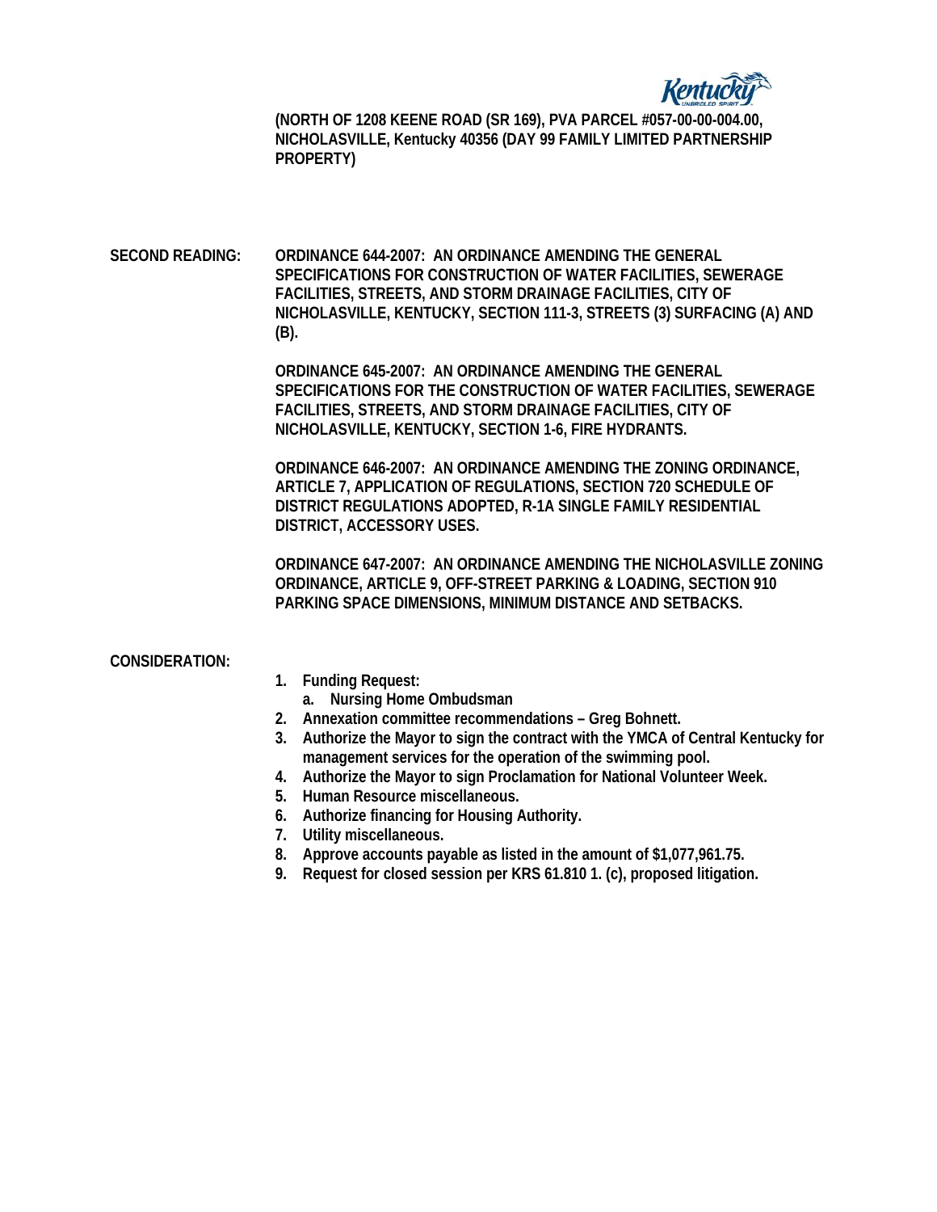**(NORTH OF 1208 KEENE ROAD (SR 169), PVA PARCEL #057-00-00-004.00, NICHOLASVILLE, Kentucky 40356 (DAY 99 FAMILY LIMITED PARTNERSHIP PROPERTY)**

**SECOND READING:** **ORDINANCE 644-2007: AN ORDINANCE AMENDING THE GENERAL SPECIFICATIONS FOR CONSTRUCTION OF WATER FACILITIES, SEWERAGE FACILITIES, STREETS, AND STORM DRAINAGE FACILITIES, CITY OF NICHOLASVILLE, KENTUCKY, SECTION 111-3, STREETS (3) SURFACING (A) AND (B).**

**ORDINANCE 645-2007: AN ORDINANCE AMENDING THE GENERAL SPECIFICATIONS FOR THE CONSTRUCTION OF WATER FACILITIES, SEWERAGE FACILITIES, STREETS, AND STORM DRAINAGE FACILITIES, CITY OF NICHOLASVILLE, KENTUCKY, SECTION 1-6, FIRE HYDRANTS.**

**ORDINANCE 646-2007: AN ORDINANCE AMENDING THE ZONING ORDINANCE, ARTICLE 7, APPLICATION OF REGULATIONS, SECTION 720 SCHEDULE OF DISTRICT REGULATIONS ADOPTED, R-1A SINGLE FAMILY RESIDENTIAL DISTRICT, ACCESSORY USES.**

**ORDINANCE 647-2007: AN ORDINANCE AMENDING THE NICHOLASVILLE ZONING ORDINANCE, ARTICLE 9, OFF-STREET PARKING & LOADING, SECTION 910 PARKING SPACE DIMENSIONS, MINIMUM DISTANCE AND SETBACKS.**

**CONSIDERATION:**

1. **Funding Request:**
   a. **Nursing Home Ombudsman**
2. **Annexation committee recommendations – Greg Bohnett.**
3. **Authorize the Mayor to sign the contract with the YMCA of Central Kentucky for management services for the operation of the swimming pool.**
4. **Authorize the Mayor to sign Proclamation for National Volunteer Week.**
5. **Human Resource miscellaneous.**
6. **Authorize financing for Housing Authority.**
7. **Utility miscellaneous.**
8. **Approve accounts payable as listed in the amount of $1,077,961.75.**
9. **Request for closed session per KRS 61.810 1. (c), proposed litigation.**